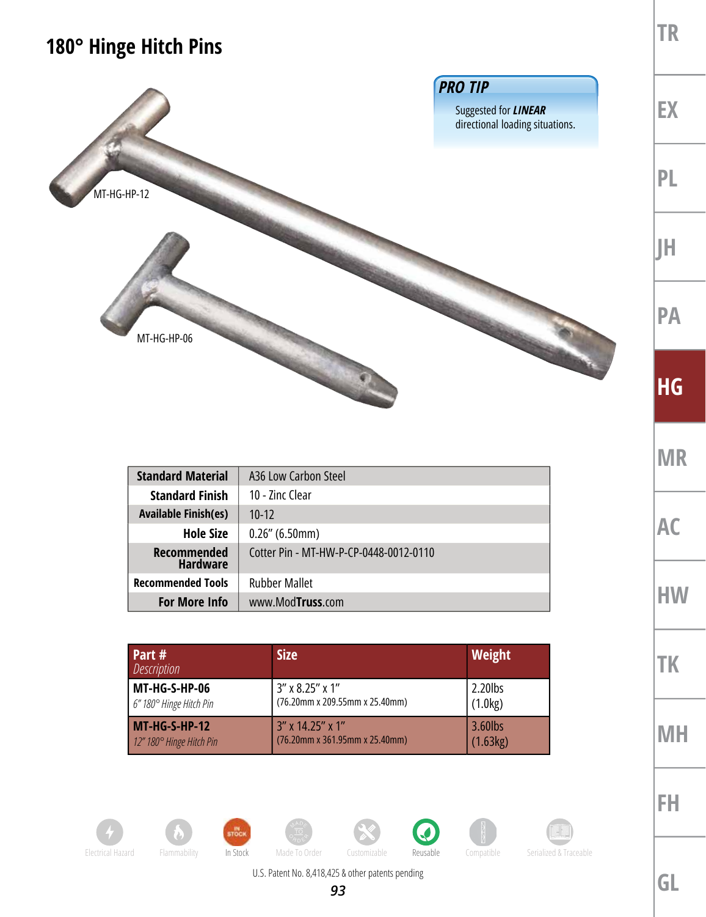# 180° Hinge Hitch Pins

**PRO TIP**

Suggested for ***LINEAR*** directional loading situations.

MT-HG-HP-12

MT-HG-HP-06

| | |
|---|---|
| **Standard Material** | A36 Low Carbon Steel |
| **Standard Finish** | 10 - Zinc Clear |
| **Available Finish(es)** | 10-12 |
| **Hole Size** | 0.26" (6.50mm) |
| **Recommended Hardware** | Cotter Pin - MT-HW-P-CP-0448-0012-0110 |
| **Recommended Tools** | Rubber Mallet |
| **For More Info** | www.Mod**Truss**.com |

| Part # *Description* | Size | Weight |
|---|---|---|
| **MT-HG-S-HP-06** *6" 180° Hinge Hitch Pin* | 3" x 8.25" x 1" (76.20mm x 209.55mm x 25.40mm) | 2.20lbs (1.0kg) |
| **MT-HG-S-HP-12** *12" 180° Hinge Hitch Pin* | 3" x 14.25" x 1" (76.20mm x 361.95mm x 25.40mm) | 3.60lbs (1.63kg) |

Electrical Hazard | Flammability | In Stock | Made To Order | Customizable | Reusable | Compatible | Serialized & Traceable

U.S. Patent No. 8,418,425 & other patents pending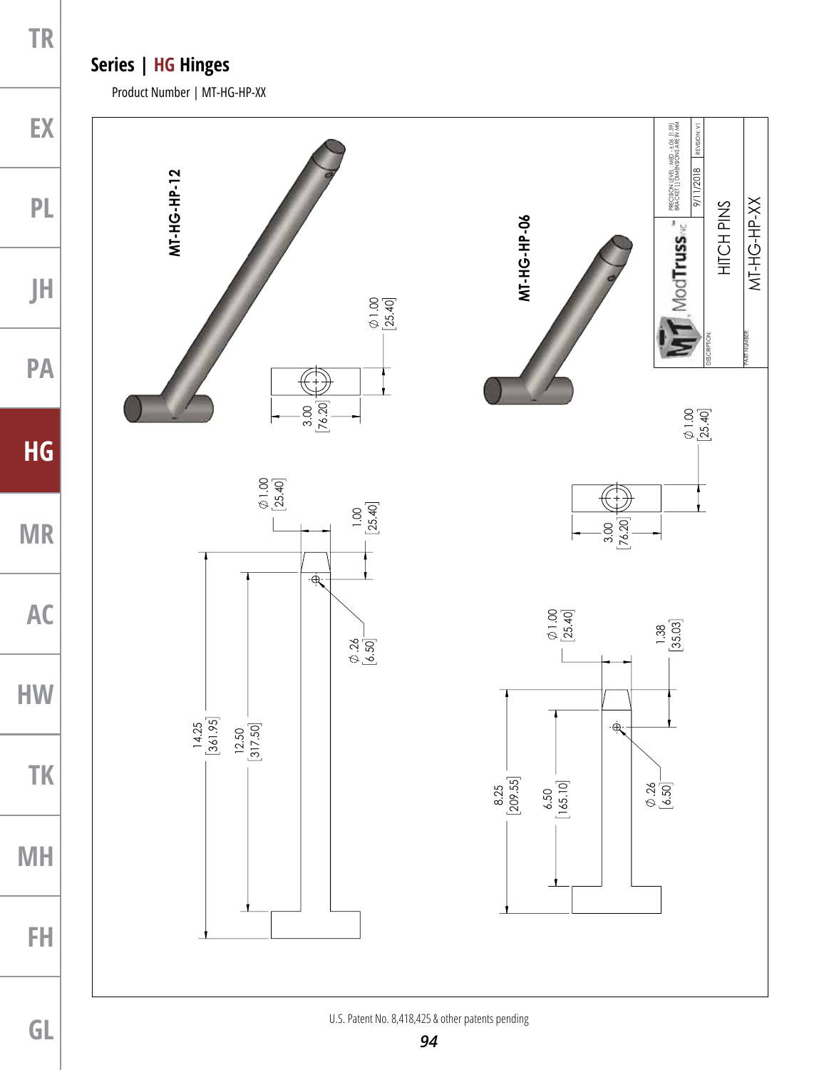## Series | HG Hinges

Product Number | MT-HG-HP-XX

MT-HG-HP-12

MT-HG-HP-06

Ø 1.00 [25.40]

3.00 [76.20]

Ø 1.00 [25.40]

1.00 [25.40]

14.25 [361.95]

12.50 [317.50]

Ø .26 [6.50]

Ø 1.00 [25.40]

3.00 [76.20]

Ø 1.00 [25.40]

1.38 [35.03]

8.25 [209.55]

6.50 [165.10]

Ø .26 [6.50]

PRECISION LEVEL: MED ±.06 [1.59]
BRACKET [ ] DIMENSIONS ARE IN MM

9/11/2018

REVISION: V1

ModTruss INC

DESCRIPTION: HITCH PINS

PART NUMBER: MT-HG-HP-XX

U.S. Patent No. 8,418,425 & other patents pending